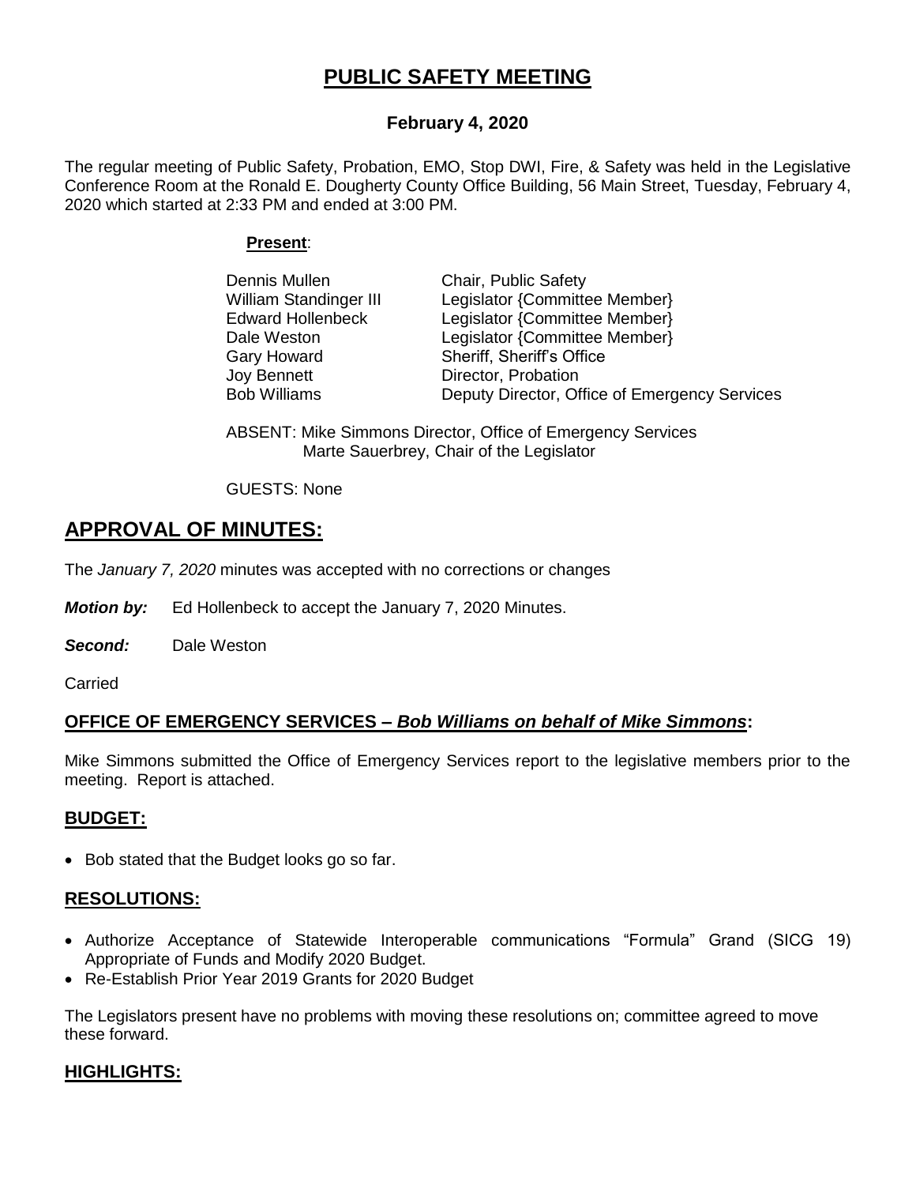# PUBLIC SAFETY MEETING

### February 4, 2020

The regular meeting of Public Safety, Probation, EMO, Stop DWI, Fire, & Safety was held in the Legislative Conference Room at the Ronald E. Dougherty County Office Building, 56 Main Street, Tuesday, February 4, 2020 which started at 2:33 PM and ended at 3:00 PM.

**Present**:

| | |
|---|---|
| Dennis Mullen | Chair, Public Safety |
| William Standinger III | Legislator {Committee Member} |
| Edward Hollenbeck | Legislator {Committee Member} |
| Dale Weston | Legislator {Committee Member} |
| Gary Howard | Sheriff, Sheriff's Office |
| Joy Bennett | Director, Probation |
| Bob Williams | Deputy Director, Office of Emergency Services |

ABSENT: Mike Simmons Director, Office of Emergency Services
Marte Sauerbrey, Chair of the Legislator

GUESTS: None

## APPROVAL OF MINUTES:

The *January 7, 2020* minutes was accepted with no corrections or changes

***Motion by:*** Ed Hollenbeck to accept the January 7, 2020 Minutes.

***Second:*** Dale Weston

Carried

### OFFICE OF EMERGENCY SERVICES – *Bob Williams on behalf of Mike Simmons*:

Mike Simmons submitted the Office of Emergency Services report to the legislative members prior to the meeting. Report is attached.

### BUDGET:

- Bob stated that the Budget looks go so far.

### RESOLUTIONS:

- Authorize Acceptance of Statewide Interoperable communications "Formula" Grand (SICG 19) Appropriate of Funds and Modify 2020 Budget.
- Re-Establish Prior Year 2019 Grants for 2020 Budget

The Legislators present have no problems with moving these resolutions on; committee agreed to move these forward.

### HIGHLIGHTS: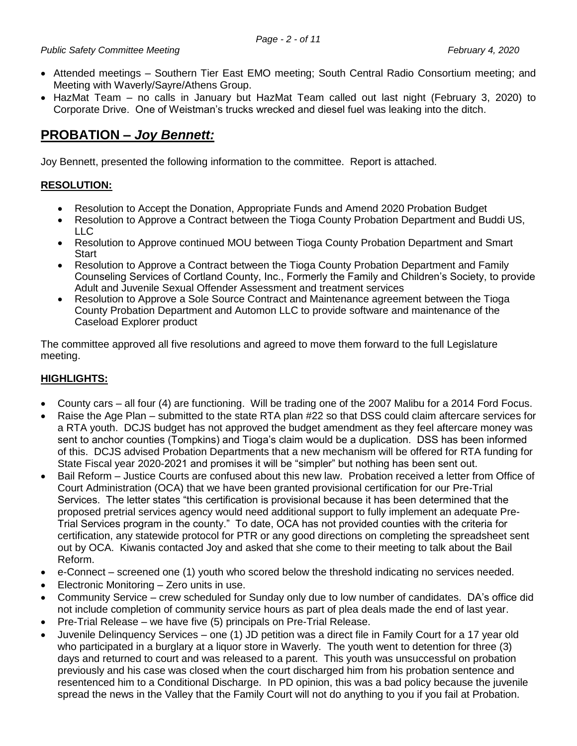- Attended meetings – Southern Tier East EMO meeting; South Central Radio Consortium meeting; and Meeting with Waverly/Sayre/Athens Group.
- HazMat Team – no calls in January but HazMat Team called out last night (February 3, 2020) to Corporate Drive. One of Weistman's trucks wrecked and diesel fuel was leaking into the ditch.

## PROBATION – *Joy Bennett:*

Joy Bennett, presented the following information to the committee. Report is attached.

### RESOLUTION:

- Resolution to Accept the Donation, Appropriate Funds and Amend 2020 Probation Budget
- Resolution to Approve a Contract between the Tioga County Probation Department and Buddi US, LLC
- Resolution to Approve continued MOU between Tioga County Probation Department and Smart Start
- Resolution to Approve a Contract between the Tioga County Probation Department and Family Counseling Services of Cortland County, Inc., Formerly the Family and Children's Society, to provide Adult and Juvenile Sexual Offender Assessment and treatment services
- Resolution to Approve a Sole Source Contract and Maintenance agreement between the Tioga County Probation Department and Automon LLC to provide software and maintenance of the Caseload Explorer product

The committee approved all five resolutions and agreed to move them forward to the full Legislature meeting.

### HIGHLIGHTS:

- County cars – all four (4) are functioning. Will be trading one of the 2007 Malibu for a 2014 Ford Focus.
- Raise the Age Plan – submitted to the state RTA plan #22 so that DSS could claim aftercare services for a RTA youth. DCJS budget has not approved the budget amendment as they feel aftercare money was sent to anchor counties (Tompkins) and Tioga's claim would be a duplication. DSS has been informed of this. DCJS advised Probation Departments that a new mechanism will be offered for RTA funding for State Fiscal year 2020-2021 and promises it will be "simpler" but nothing has been sent out.
- Bail Reform – Justice Courts are confused about this new law. Probation received a letter from Office of Court Administration (OCA) that we have been granted provisional certification for our Pre-Trial Services. The letter states "this certification is provisional because it has been determined that the proposed pretrial services agency would need additional support to fully implement an adequate Pre-Trial Services program in the county." To date, OCA has not provided counties with the criteria for certification, any statewide protocol for PTR or any good directions on completing the spreadsheet sent out by OCA. Kiwanis contacted Joy and asked that she come to their meeting to talk about the Bail Reform.
- e-Connect – screened one (1) youth who scored below the threshold indicating no services needed.
- Electronic Monitoring – Zero units in use.
- Community Service – crew scheduled for Sunday only due to low number of candidates. DA's office did not include completion of community service hours as part of plea deals made the end of last year.
- Pre-Trial Release – we have five (5) principals on Pre-Trial Release.
- Juvenile Delinquency Services – one (1) JD petition was a direct file in Family Court for a 17 year old who participated in a burglary at a liquor store in Waverly. The youth went to detention for three (3) days and returned to court and was released to a parent. This youth was unsuccessful on probation previously and his case was closed when the court discharged him from his probation sentence and resentenced him to a Conditional Discharge. In PD opinion, this was a bad policy because the juvenile spread the news in the Valley that the Family Court will not do anything to you if you fail at Probation.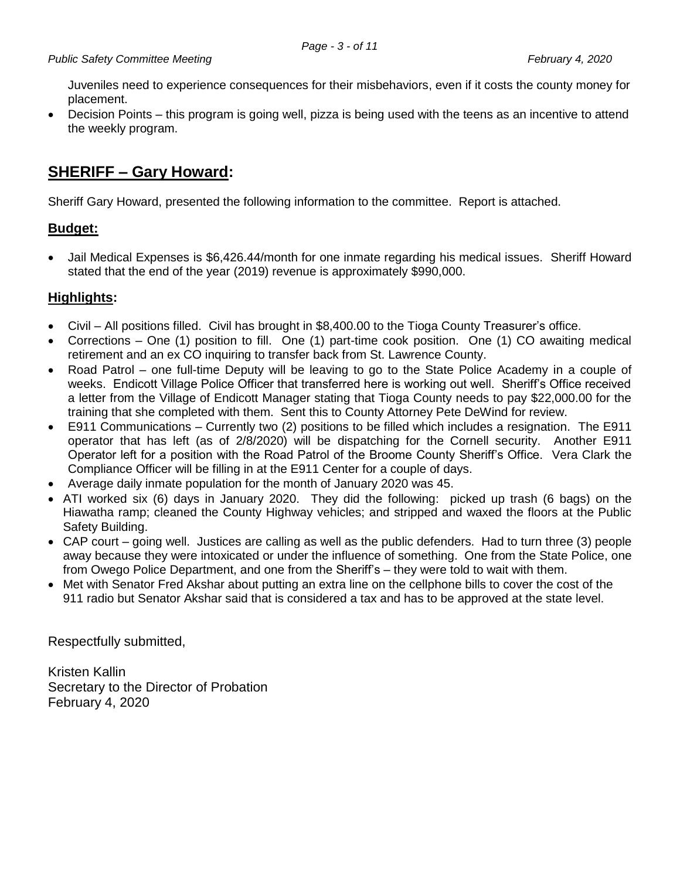Juveniles need to experience consequences for their misbehaviors, even if it costs the county money for placement.

- Decision Points – this program is going well, pizza is being used with the teens as an incentive to attend the weekly program.

## SHERIFF – Gary Howard:

Sheriff Gary Howard, presented the following information to the committee. Report is attached.

### Budget:

- Jail Medical Expenses is $6,426.44/month for one inmate regarding his medical issues. Sheriff Howard stated that the end of the year (2019) revenue is approximately $990,000.

### Highlights:

- Civil – All positions filled. Civil has brought in $8,400.00 to the Tioga County Treasurer's office.
- Corrections – One (1) position to fill. One (1) part-time cook position. One (1) CO awaiting medical retirement and an ex CO inquiring to transfer back from St. Lawrence County.
- Road Patrol – one full-time Deputy will be leaving to go to the State Police Academy in a couple of weeks. Endicott Village Police Officer that transferred here is working out well. Sheriff's Office received a letter from the Village of Endicott Manager stating that Tioga County needs to pay $22,000.00 for the training that she completed with them. Sent this to County Attorney Pete DeWind for review.
- E911 Communications – Currently two (2) positions to be filled which includes a resignation. The E911 operator that has left (as of 2/8/2020) will be dispatching for the Cornell security. Another E911 Operator left for a position with the Road Patrol of the Broome County Sheriff's Office. Vera Clark the Compliance Officer will be filling in at the E911 Center for a couple of days.
- Average daily inmate population for the month of January 2020 was 45.
- ATI worked six (6) days in January 2020. They did the following: picked up trash (6 bags) on the Hiawatha ramp; cleaned the County Highway vehicles; and stripped and waxed the floors at the Public Safety Building.
- CAP court – going well. Justices are calling as well as the public defenders. Had to turn three (3) people away because they were intoxicated or under the influence of something. One from the State Police, one from Owego Police Department, and one from the Sheriff's – they were told to wait with them.
- Met with Senator Fred Akshar about putting an extra line on the cellphone bills to cover the cost of the 911 radio but Senator Akshar said that is considered a tax and has to be approved at the state level.

Respectfully submitted,

Kristen Kallin
Secretary to the Director of Probation
February 4, 2020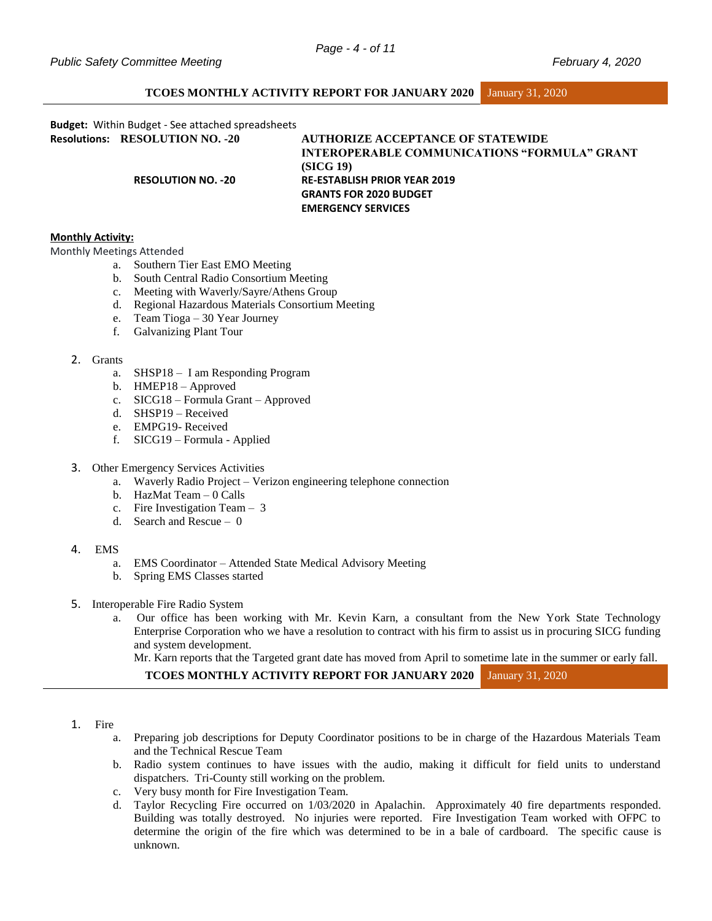**TCOES MONTHLY ACTIVITY REPORT FOR JANUARY 2020** January 31, 2020

**Budget:** Within Budget - See attached spreadsheets

**Resolutions:** **RESOLUTION NO. -20** — **AUTHORIZE ACCEPTANCE OF STATEWIDE INTEROPERABLE COMMUNICATIONS "FORMULA" GRANT (SICG 19)**

**RESOLUTION NO. -20** — **RE-ESTABLISH PRIOR YEAR 2019 GRANTS FOR 2020 BUDGET EMERGENCY SERVICES**

**Monthly Activity:**

Monthly Meetings Attended

- a. Southern Tier East EMO Meeting
- b. South Central Radio Consortium Meeting
- c. Meeting with Waverly/Sayre/Athens Group
- d. Regional Hazardous Materials Consortium Meeting
- e. Team Tioga – 30 Year Journey
- f. Galvanizing Plant Tour

2. Grants
   - a. SHSP18 – I am Responding Program
   - b. HMEP18 – Approved
   - c. SICG18 – Formula Grant – Approved
   - d. SHSP19 – Received
   - e. EMPG19- Received
   - f. SICG19 – Formula - Applied

3. Other Emergency Services Activities
   - a. Waverly Radio Project – Verizon engineering telephone connection
   - b. HazMat Team – 0 Calls
   - c. Fire Investigation Team – 3
   - d. Search and Rescue – 0

4. EMS
   - a. EMS Coordinator – Attended State Medical Advisory Meeting
   - b. Spring EMS Classes started

5. Interoperable Fire Radio System
   - a. Our office has been working with Mr. Kevin Karn, a consultant from the New York State Technology Enterprise Corporation who we have a resolution to contract with his firm to assist us in procuring SICG funding and system development.

     Mr. Karn reports that the Targeted grant date has moved from April to sometime late in the summer or early fall.

**TCOES MONTHLY ACTIVITY REPORT FOR JANUARY 2020** January 31, 2020

1. Fire
   - a. Preparing job descriptions for Deputy Coordinator positions to be in charge of the Hazardous Materials Team and the Technical Rescue Team
   - b. Radio system continues to have issues with the audio, making it difficult for field units to understand dispatchers. Tri-County still working on the problem.
   - c. Very busy month for Fire Investigation Team.
   - d. Taylor Recycling Fire occurred on 1/03/2020 in Apalachin. Approximately 40 fire departments responded. Building was totally destroyed. No injuries were reported. Fire Investigation Team worked with OFPC to determine the origin of the fire which was determined to be in a bale of cardboard. The specific cause is unknown.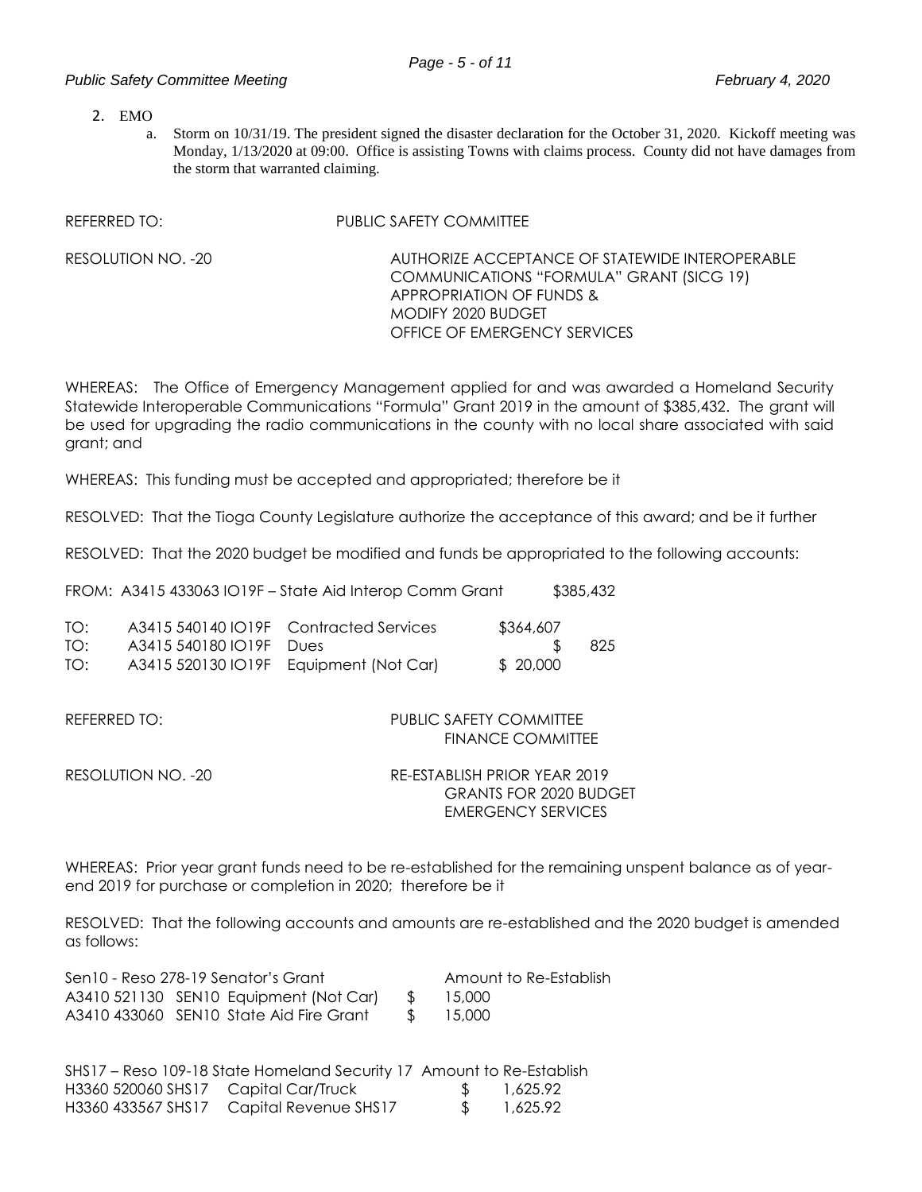2. EMO
   a. Storm on 10/31/19. The president signed the disaster declaration for the October 31, 2020. Kickoff meeting was Monday, 1/13/2020 at 09:00. Office is assisting Towns with claims process. County did not have damages from the storm that warranted claiming.

REFERRED TO: PUBLIC SAFETY COMMITTEE

RESOLUTION NO. -20 AUTHORIZE ACCEPTANCE OF STATEWIDE INTEROPERABLE COMMUNICATIONS "FORMULA" GRANT (SICG 19) APPROPRIATION OF FUNDS & MODIFY 2020 BUDGET OFFICE OF EMERGENCY SERVICES

WHEREAS: The Office of Emergency Management applied for and was awarded a Homeland Security Statewide Interoperable Communications "Formula" Grant 2019 in the amount of $385,432. The grant will be used for upgrading the radio communications in the county with no local share associated with said grant; and

WHEREAS: This funding must be accepted and appropriated; therefore be it

RESOLVED: That the Tioga County Legislature authorize the acceptance of this award; and be it further

RESOLVED: That the 2020 budget be modified and funds be appropriated to the following accounts:

FROM: A3415 433063 IO19F – State Aid Interop Comm Grant $385,432

| | | | |
|---|---|---|---|
| TO: | A3415 540140 IO19F | Contracted Services | $364,607 |
| TO: | A3415 540180 IO19F | Dues | $ 825 |
| TO: | A3415 520130 IO19F | Equipment (Not Car) | $ 20,000 |

REFERRED TO: PUBLIC SAFETY COMMITTEE
FINANCE COMMITTEE

RESOLUTION NO. -20 RE-ESTABLISH PRIOR YEAR 2019 GRANTS FOR 2020 BUDGET EMERGENCY SERVICES

WHEREAS: Prior year grant funds need to be re-established for the remaining unspent balance as of year-end 2019 for purchase or completion in 2020; therefore be it

RESOLVED: That the following accounts and amounts are re-established and the 2020 budget is amended as follows:

| Sen10 - Reso 278-19 Senator's Grant | | Amount to Re-Establish |
|---|---|---|
| A3410 521130 SEN10 | Equipment (Not Car) | $ 15,000 |
| A3410 433060 SEN10 | State Aid Fire Grant | $ 15,000 |

| SHS17 – Reso 109-18 State Homeland Security 17 | | Amount to Re-Establish |
|---|---|---|
| H3360 520060 SHS17 | Capital Car/Truck | $ 1,625.92 |
| H3360 433567 SHS17 | Capital Revenue SHS17 | $ 1,625.92 |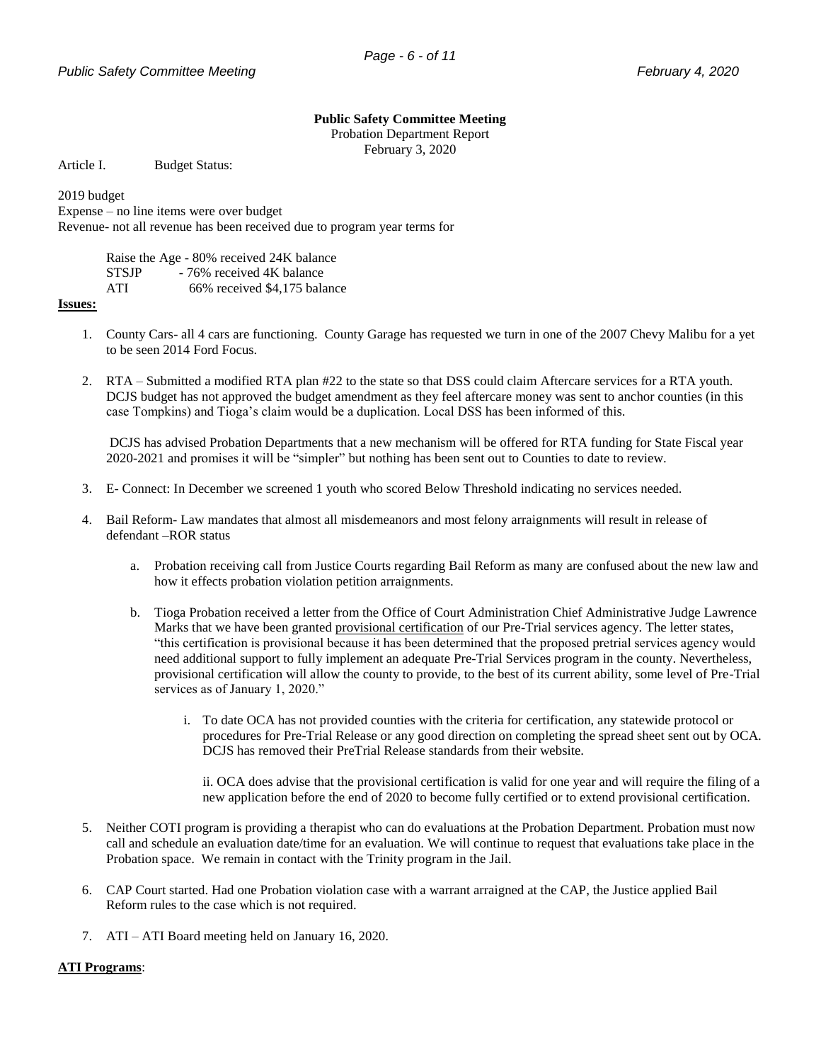**Public Safety Committee Meeting**

Probation Department Report

February 3, 2020

Article I. Budget Status:

2019 budget

Expense – no line items were over budget

Revenue- not all revenue has been received due to program year terms for

Raise the Age - 80% received 24K balance
STSJP - 76% received 4K balance
ATI 66% received $4,175 balance

**Issues:**

1. County Cars- all 4 cars are functioning. County Garage has requested we turn in one of the 2007 Chevy Malibu for a yet to be seen 2014 Ford Focus.

2. RTA – Submitted a modified RTA plan #22 to the state so that DSS could claim Aftercare services for a RTA youth. DCJS budget has not approved the budget amendment as they feel aftercare money was sent to anchor counties (in this case Tompkins) and Tioga's claim would be a duplication. Local DSS has been informed of this.

   DCJS has advised Probation Departments that a new mechanism will be offered for RTA funding for State Fiscal year 2020-2021 and promises it will be "simpler" but nothing has been sent out to Counties to date to review.

3. E- Connect: In December we screened 1 youth who scored Below Threshold indicating no services needed.

4. Bail Reform- Law mandates that almost all misdemeanors and most felony arraignments will result in release of defendant –ROR status

   a. Probation receiving call from Justice Courts regarding Bail Reform as many are confused about the new law and how it effects probation violation petition arraignments.

   b. Tioga Probation received a letter from the Office of Court Administration Chief Administrative Judge Lawrence Marks that we have been granted provisional certification of our Pre-Trial services agency. The letter states, "this certification is provisional because it has been determined that the proposed pretrial services agency would need additional support to fully implement an adequate Pre-Trial Services program in the county. Nevertheless, provisional certification will allow the county to provide, to the best of its current ability, some level of Pre-Trial services as of January 1, 2020."

      i. To date OCA has not provided counties with the criteria for certification, any statewide protocol or procedures for Pre-Trial Release or any good direction on completing the spread sheet sent out by OCA. DCJS has removed their PreTrial Release standards from their website.

      ii. OCA does advise that the provisional certification is valid for one year and will require the filing of a new application before the end of 2020 to become fully certified or to extend provisional certification.

5. Neither COTI program is providing a therapist who can do evaluations at the Probation Department. Probation must now call and schedule an evaluation date/time for an evaluation. We will continue to request that evaluations take place in the Probation space. We remain in contact with the Trinity program in the Jail.

6. CAP Court started. Had one Probation violation case with a warrant arraigned at the CAP, the Justice applied Bail Reform rules to the case which is not required.

7. ATI – ATI Board meeting held on January 16, 2020.

**ATI Programs**: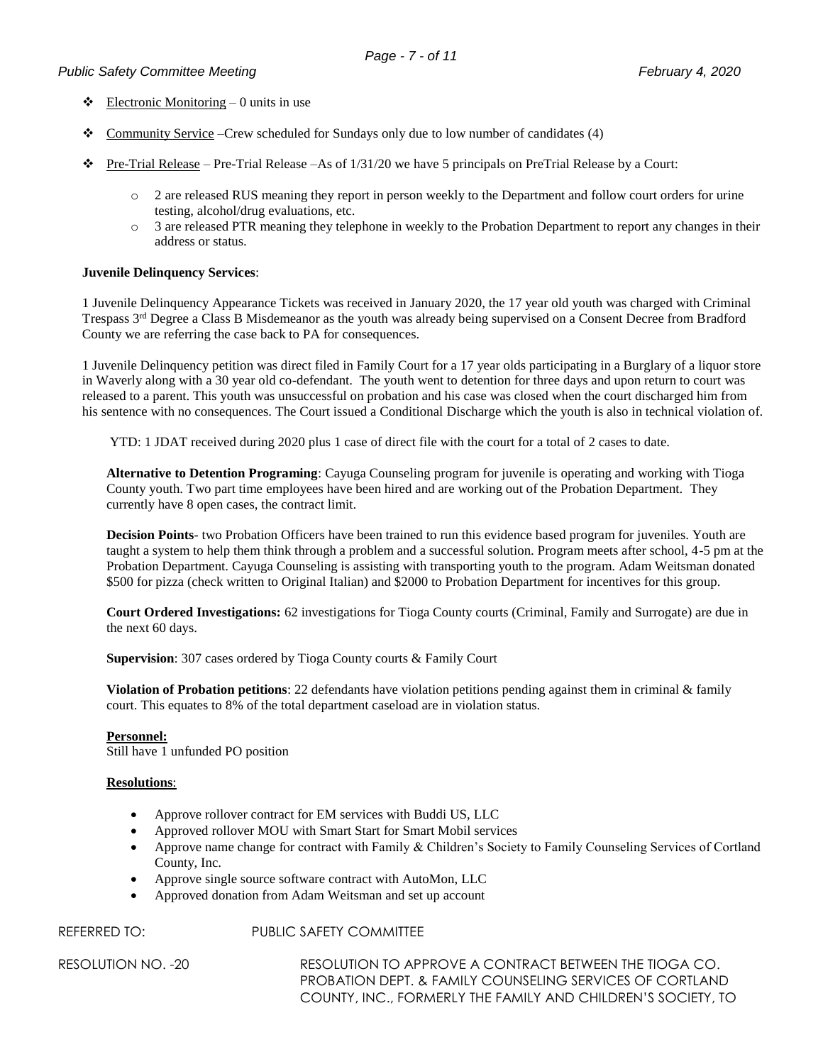- Electronic Monitoring – 0 units in use
- Community Service –Crew scheduled for Sundays only due to low number of candidates (4)
- Pre-Trial Release – Pre-Trial Release –As of 1/31/20 we have 5 principals on PreTrial Release by a Court:
    - 2 are released RUS meaning they report in person weekly to the Department and follow court orders for urine testing, alcohol/drug evaluations, etc.
    - 3 are released PTR meaning they telephone in weekly to the Probation Department to report any changes in their address or status.

**Juvenile Delinquency Services**:

1 Juvenile Delinquency Appearance Tickets was received in January 2020, the 17 year old youth was charged with Criminal Trespass 3rd Degree a Class B Misdemeanor as the youth was already being supervised on a Consent Decree from Bradford County we are referring the case back to PA for consequences.

1 Juvenile Delinquency petition was direct filed in Family Court for a 17 year olds participating in a Burglary of a liquor store in Waverly along with a 30 year old co-defendant. The youth went to detention for three days and upon return to court was released to a parent. This youth was unsuccessful on probation and his case was closed when the court discharged him from his sentence with no consequences. The Court issued a Conditional Discharge which the youth is also in technical violation of.

YTD: 1 JDAT received during 2020 plus 1 case of direct file with the court for a total of 2 cases to date.

**Alternative to Detention Programing**: Cayuga Counseling program for juvenile is operating and working with Tioga County youth. Two part time employees have been hired and are working out of the Probation Department. They currently have 8 open cases, the contract limit.

**Decision Points**- two Probation Officers have been trained to run this evidence based program for juveniles. Youth are taught a system to help them think through a problem and a successful solution. Program meets after school, 4-5 pm at the Probation Department. Cayuga Counseling is assisting with transporting youth to the program. Adam Weitsman donated $500 for pizza (check written to Original Italian) and $2000 to Probation Department for incentives for this group.

**Court Ordered Investigations:** 62 investigations for Tioga County courts (Criminal, Family and Surrogate) are due in the next 60 days.

**Supervision**: 307 cases ordered by Tioga County courts & Family Court

**Violation of Probation petitions**: 22 defendants have violation petitions pending against them in criminal & family court. This equates to 8% of the total department caseload are in violation status.

**Personnel:**
Still have 1 unfunded PO position

**Resolutions**:

- Approve rollover contract for EM services with Buddi US, LLC
- Approved rollover MOU with Smart Start for Smart Mobil services
- Approve name change for contract with Family & Children's Society to Family Counseling Services of Cortland County, Inc.
- Approve single source software contract with AutoMon, LLC
- Approved donation from Adam Weitsman and set up account

REFERRED TO: PUBLIC SAFETY COMMITTEE

RESOLUTION NO. -20 RESOLUTION TO APPROVE A CONTRACT BETWEEN THE TIOGA CO. PROBATION DEPT. & FAMILY COUNSELING SERVICES OF CORTLAND COUNTY, INC., FORMERLY THE FAMILY AND CHILDREN'S SOCIETY, TO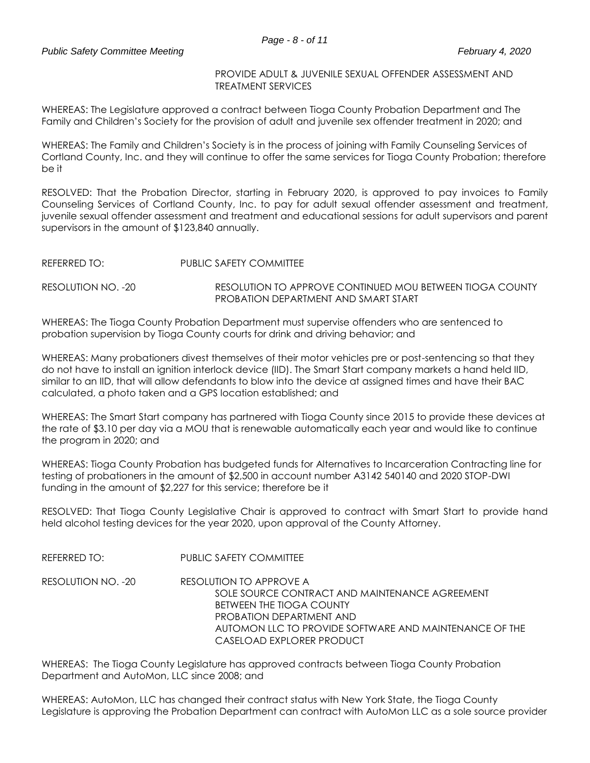PROVIDE ADULT & JUVENILE SEXUAL OFFENDER ASSESSMENT AND TREATMENT SERVICES

WHEREAS: The Legislature approved a contract between Tioga County Probation Department and The Family and Children's Society for the provision of adult and juvenile sex offender treatment in 2020; and

WHEREAS: The Family and Children's Society is in the process of joining with Family Counseling Services of Cortland County, Inc. and they will continue to offer the same services for Tioga County Probation; therefore be it

RESOLVED: That the Probation Director, starting in February 2020, is approved to pay invoices to Family Counseling Services of Cortland County, Inc. to pay for adult sexual offender assessment and treatment, juvenile sexual offender assessment and treatment and educational sessions for adult supervisors and parent supervisors in the amount of $123,840 annually.

REFERRED TO: PUBLIC SAFETY COMMITTEE

RESOLUTION NO. -20 RESOLUTION TO APPROVE CONTINUED MOU BETWEEN TIOGA COUNTY PROBATION DEPARTMENT AND SMART START

WHEREAS: The Tioga County Probation Department must supervise offenders who are sentenced to probation supervision by Tioga County courts for drink and driving behavior; and

WHEREAS: Many probationers divest themselves of their motor vehicles pre or post-sentencing so that they do not have to install an ignition interlock device (IID). The Smart Start company markets a hand held IID, similar to an IID, that will allow defendants to blow into the device at assigned times and have their BAC calculated, a photo taken and a GPS location established; and

WHEREAS: The Smart Start company has partnered with Tioga County since 2015 to provide these devices at the rate of $3.10 per day via a MOU that is renewable automatically each year and would like to continue the program in 2020; and

WHEREAS: Tioga County Probation has budgeted funds for Alternatives to Incarceration Contracting line for testing of probationers in the amount of $2,500 in account number A3142 540140 and 2020 STOP-DWI funding in the amount of $2,227 for this service; therefore be it

RESOLVED: That Tioga County Legislative Chair is approved to contract with Smart Start to provide hand held alcohol testing devices for the year 2020, upon approval of the County Attorney.

REFERRED TO: PUBLIC SAFETY COMMITTEE

RESOLUTION NO. -20 RESOLUTION TO APPROVE A SOLE SOURCE CONTRACT AND MAINTENANCE AGREEMENT BETWEEN THE TIOGA COUNTY PROBATION DEPARTMENT AND AUTOMON LLC TO PROVIDE SOFTWARE AND MAINTENANCE OF THE CASELOAD EXPLORER PRODUCT

WHEREAS: The Tioga County Legislature has approved contracts between Tioga County Probation Department and AutoMon, LLC since 2008; and

WHEREAS: AutoMon, LLC has changed their contract status with New York State, the Tioga County Legislature is approving the Probation Department can contract with AutoMon LLC as a sole source provider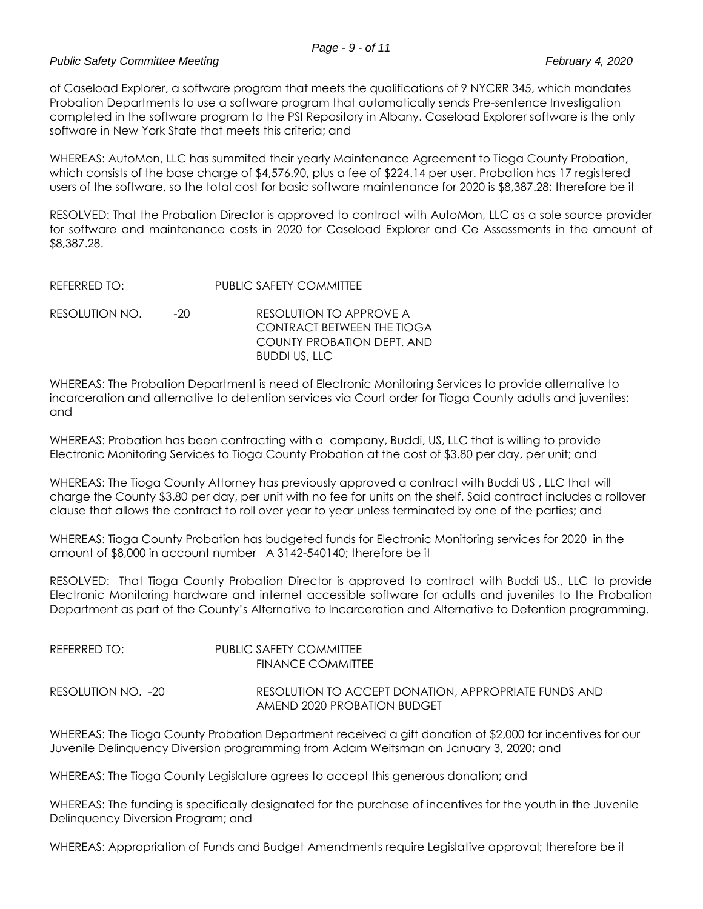of Caseload Explorer, a software program that meets the qualifications of 9 NYCRR 345, which mandates Probation Departments to use a software program that automatically sends Pre-sentence Investigation completed in the software program to the PSI Repository in Albany. Caseload Explorer software is the only software in New York State that meets this criteria; and

WHEREAS: AutoMon, LLC has summited their yearly Maintenance Agreement to Tioga County Probation, which consists of the base charge of $4,576.90, plus a fee of $224.14 per user. Probation has 17 registered users of the software, so the total cost for basic software maintenance for 2020 is $8,387.28; therefore be it

RESOLVED: That the Probation Director is approved to contract with AutoMon, LLC as a sole source provider for software and maintenance costs in 2020 for Caseload Explorer and Ce Assessments in the amount of $8,387.28.

REFERRED TO: PUBLIC SAFETY COMMITTEE

RESOLUTION NO. -20 RESOLUTION TO APPROVE A CONTRACT BETWEEN THE TIOGA COUNTY PROBATION DEPT. AND BUDDI US, LLC

WHEREAS: The Probation Department is need of Electronic Monitoring Services to provide alternative to incarceration and alternative to detention services via Court order for Tioga County adults and juveniles; and

WHEREAS: Probation has been contracting with a company, Buddi, US, LLC that is willing to provide Electronic Monitoring Services to Tioga County Probation at the cost of $3.80 per day, per unit; and

WHEREAS: The Tioga County Attorney has previously approved a contract with Buddi US , LLC that will charge the County $3.80 per day, per unit with no fee for units on the shelf. Said contract includes a rollover clause that allows the contract to roll over year to year unless terminated by one of the parties; and

WHEREAS: Tioga County Probation has budgeted funds for Electronic Monitoring services for 2020 in the amount of $8,000 in account number A 3142-540140; therefore be it

RESOLVED: That Tioga County Probation Director is approved to contract with Buddi US., LLC to provide Electronic Monitoring hardware and internet accessible software for adults and juveniles to the Probation Department as part of the County's Alternative to Incarceration and Alternative to Detention programming.

REFERRED TO: PUBLIC SAFETY COMMITTEE
FINANCE COMMITTEE

RESOLUTION NO. -20 RESOLUTION TO ACCEPT DONATION, APPROPRIATE FUNDS AND AMEND 2020 PROBATION BUDGET

WHEREAS: The Tioga County Probation Department received a gift donation of $2,000 for incentives for our Juvenile Delinquency Diversion programming from Adam Weitsman on January 3, 2020; and

WHEREAS: The Tioga County Legislature agrees to accept this generous donation; and

WHEREAS: The funding is specifically designated for the purchase of incentives for the youth in the Juvenile Delinquency Diversion Program; and

WHEREAS: Appropriation of Funds and Budget Amendments require Legislative approval; therefore be it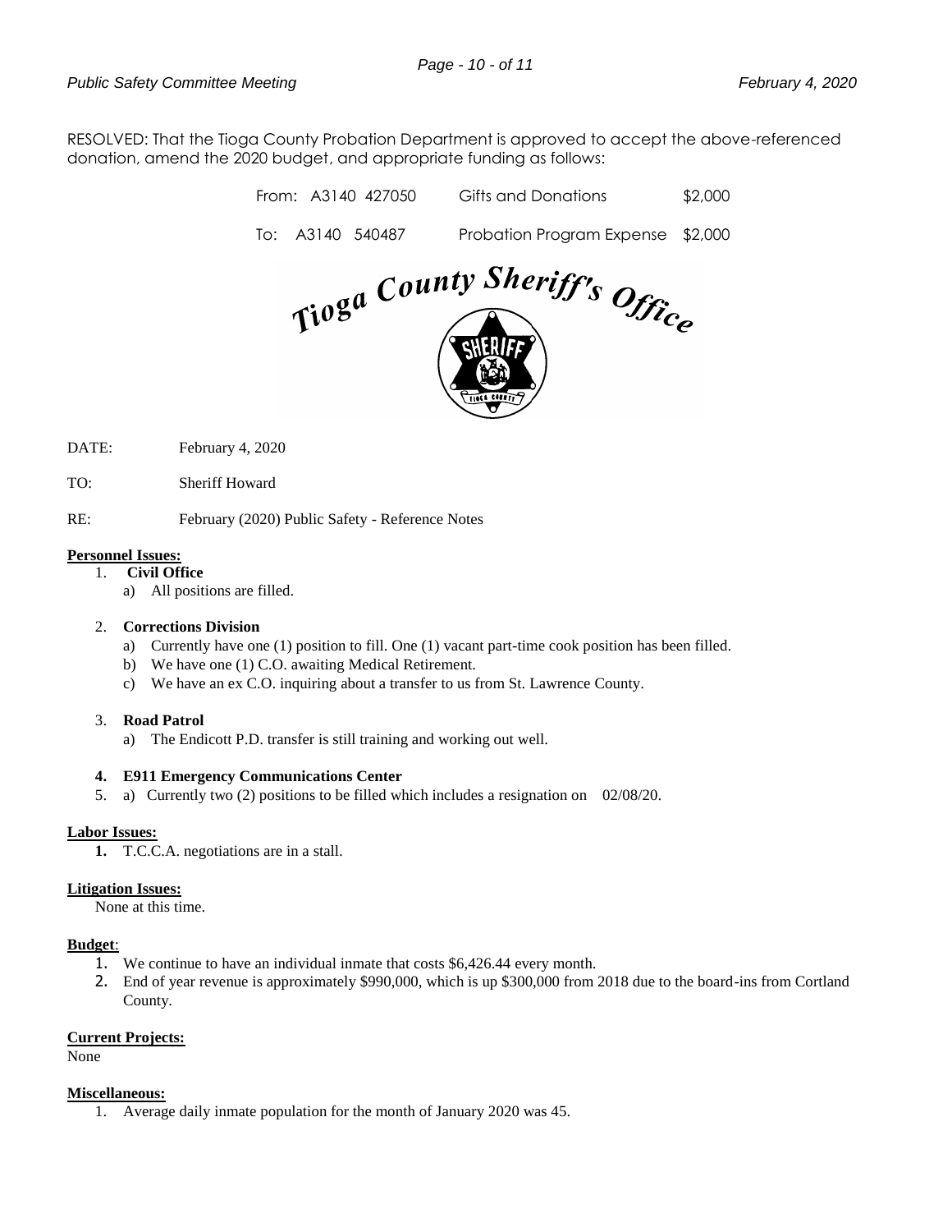RESOLVED: That the Tioga County Probation Department is approved to accept the above-referenced donation, amend the 2020 budget, and appropriate funding as follows:

| | | | |
|---|---|---|---|
| From: | A3140 427050 | Gifts and Donations | $2,000 |
| To: | A3140 540487 | Probation Program Expense | $2,000 |

**Tioga County Sheriff's Office**

DATE: February 4, 2020

TO: Sheriff Howard

RE: February (2020) Public Safety - Reference Notes

**Personnel Issues:**

1. **Civil Office**
   a) All positions are filled.

2. **Corrections Division**
   a) Currently have one (1) position to fill. One (1) vacant part-time cook position has been filled.
   b) We have one (1) C.O. awaiting Medical Retirement.
   c) We have an ex C.O. inquiring about a transfer to us from St. Lawrence County.

3. **Road Patrol**
   a) The Endicott P.D. transfer is still training and working out well.

4. **E911 Emergency Communications Center**
5. a) Currently two (2) positions to be filled which includes a resignation on 02/08/20.

**Labor Issues:**

1. T.C.C.A. negotiations are in a stall.

**Litigation Issues:**

None at this time.

**Budget**:

1. We continue to have an individual inmate that costs $6,426.44 every month.
2. End of year revenue is approximately $990,000, which is up $300,000 from 2018 due to the board-ins from Cortland County.

**Current Projects:**

None

**Miscellaneous:**

1. Average daily inmate population for the month of January 2020 was 45.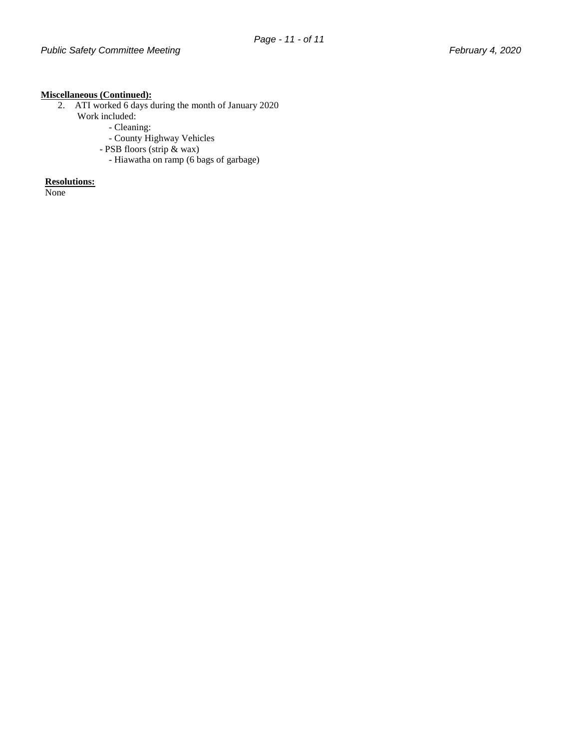**Miscellaneous (Continued):**

2. ATI worked 6 days during the month of January 2020
   Work included:
   - Cleaning:
   - County Highway Vehicles
   - PSB floors (strip & wax)
   - Hiawatha on ramp (6 bags of garbage)

**Resolutions:**

None